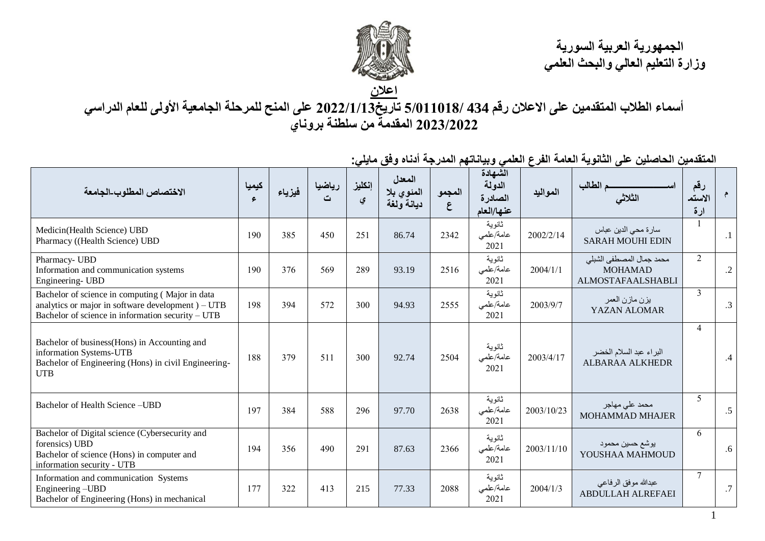**الجمهورية العربية السورية**
**وزارة التعليم العالي والبحث العلمي**

## اعلان

## أسماء الطلاب المتقدمين على الاعلان رقم 434 /5/011018 تاريخ2022/1/13 على المنح للمرحلة الجامعية الأولى للعام الدراسي 2023/2022 المقدمة من سلطنة بروناي

**المتقدمين الحاصلين على الثانوية العامة الفرع العلمي وبياناتهم المدرجة أدناه وفق مايلي:**

| م | رقم الاستمارة | اســـــــــــــــم الطالب الثلاثي | المواليد | الشهادة الدولة الصادرة عنها/العام | المجموع | المعدل المئوي بلا ديانة ولغة | إنكليزي | رياضيات | فيزياء | كيمياء | الاختصاص المطلوب-الجامعة |
|---|---|---|---|---|---|---|---|---|---|---|---|
| .1 | 1 | سارة محي الدين عباس SARAH MOUHI EDIN | 2002/2/14 | ثانوية عامة/علمي 2021 | 2342 | 86.74 | 251 | 450 | 385 | 190 | Medicin(Health Science) UBD<br>Pharmacy ((Health Science) UBD |
| .2 | 2 | محمد جمال المصطفى الشبلي MOHAMAD ALMOSTAFAALSHABLI | 2004/1/1 | ثانوية عامة/علمي 2021 | 2516 | 93.19 | 289 | 569 | 376 | 190 | Pharmacy- UBD<br>Information and communication systems Engineering- UBD |
| .3 | 3 | يزن مازن العمر YAZAN ALOMAR | 2003/9/7 | ثانوية عامة/علمي 2021 | 2555 | 94.93 | 300 | 572 | 394 | 198 | Bachelor of science in computing ( Major in data analytics or major in software development ) – UTB<br>Bachelor of science in information security – UTB |
| .4 | 4 | البراء عبد السلام الخضر ALBARAA ALKHEDR | 2003/4/17 | ثانوية عامة/علمي 2021 | 2504 | 92.74 | 300 | 511 | 379 | 188 | Bachelor of business(Hons) in Accounting and information Systems-UTB<br>Bachelor of Engineering (Hons) in civil Engineering-UTB |
| .5 | 5 | محمد علي مهاجر MOHAMMAD MHAJER | 2003/10/23 | ثانوية عامة/علمي 2021 | 2638 | 97.70 | 296 | 588 | 384 | 197 | Bachelor of Health Science –UBD |
| .6 | 6 | يوشع حسين محمود YOUSHAA MAHMOUD | 2003/11/10 | ثانوية عامة/علمي 2021 | 2366 | 87.63 | 291 | 490 | 356 | 194 | Bachelor of Digital science (Cybersecurity and forensics) UBD<br>Bachelor of science (Hons) in computer and information security - UTB |
| .7 | 7 | عبدالله موفق الرفاعي ABDULLAH ALREFAEI | 2004/1/3 | ثانوية عامة/علمي 2021 | 2088 | 77.33 | 215 | 413 | 322 | 177 | Information and communication Systems Engineering –UBD<br>Bachelor of Engineering (Hons) in mechanical |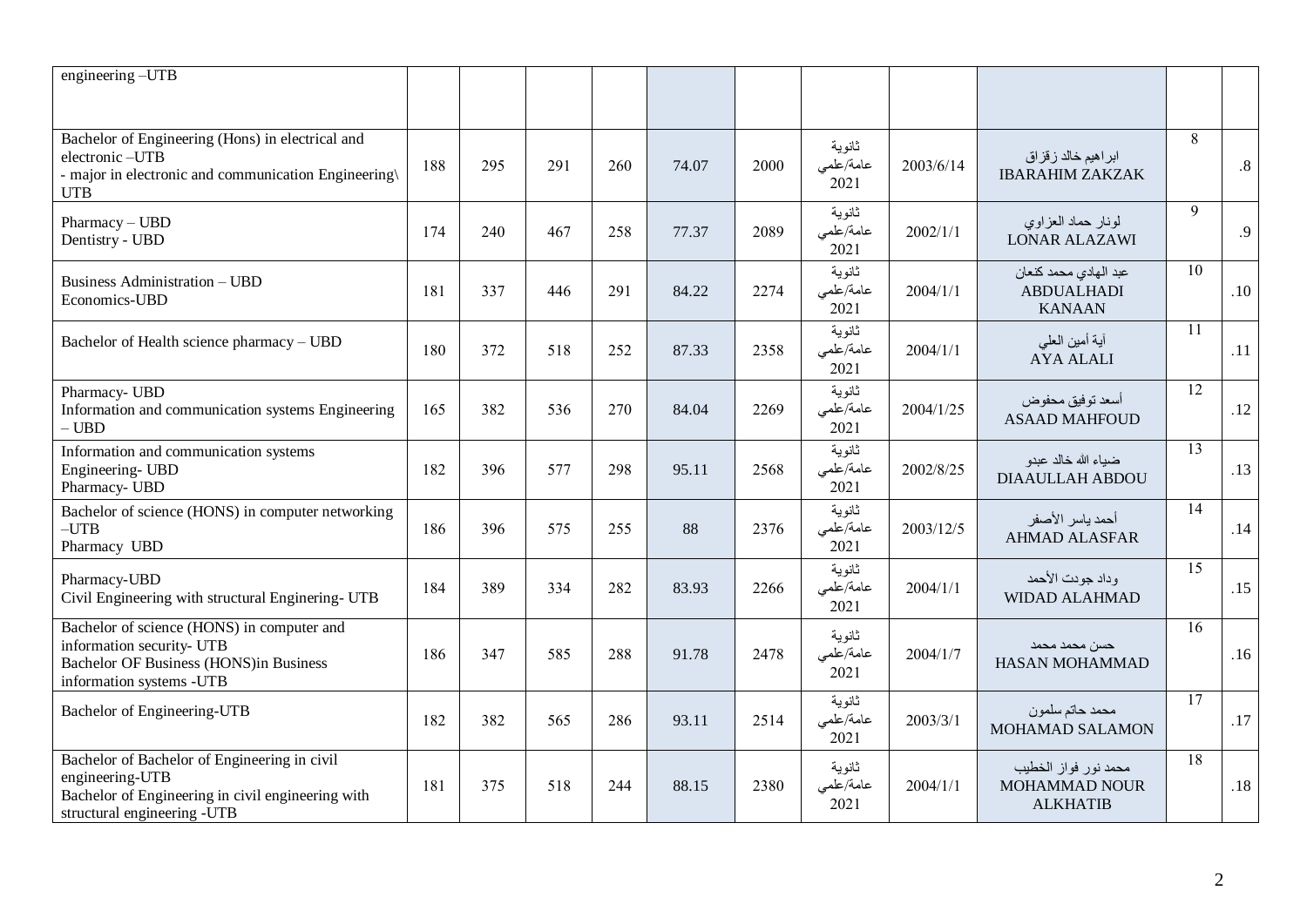| | | | | | | | | | | |
|---|---|---|---|---|---|---|---|---|---|---|
| engineering –UTB | | | | | | | | | | |
| Bachelor of Engineering (Hons) in electrical and electronic –UTB<br>- major in electronic and communication Engineering\ UTB | 188 | 295 | 291 | 260 | 74.07 | 2000 | ثانوية عامة/علمي 2021 | 2003/6/14 | ابراهيم خالد زقزاق<br>IBARAHIM ZAKZAK | 8 | .8 |
| Pharmacy – UBD<br>Dentistry - UBD | 174 | 240 | 467 | 258 | 77.37 | 2089 | ثانوية عامة/علمي 2021 | 2002/1/1 | لونار حماد العزاوي<br>LONAR ALAZAWI | 9 | .9 |
| Business Administration – UBD<br>Economics-UBD | 181 | 337 | 446 | 291 | 84.22 | 2274 | ثانوية عامة/علمي 2021 | 2004/1/1 | عبد الهادي محمد كنعان<br>ABDUALHADI KANAAN | 10 | .10 |
| Bachelor of Health science pharmacy – UBD | 180 | 372 | 518 | 252 | 87.33 | 2358 | ثانوية عامة/علمي 2021 | 2004/1/1 | آية أمين العلي<br>AYA ALALI | 11 | .11 |
| Pharmacy- UBD<br>Information and communication systems Engineering – UBD | 165 | 382 | 536 | 270 | 84.04 | 2269 | ثانوية عامة/علمي 2021 | 2004/1/25 | أسعد توفيق محفوض<br>ASAAD MAHFOUD | 12 | .12 |
| Information and communication systems Engineering- UBD<br>Pharmacy- UBD | 182 | 396 | 577 | 298 | 95.11 | 2568 | ثانوية عامة/علمي 2021 | 2002/8/25 | ضياء الله خالد عبدو<br>DIAAULLAH ABDOU | 13 | .13 |
| Bachelor of science (HONS) in computer networking –UTB<br>Pharmacy UBD | 186 | 396 | 575 | 255 | 88 | 2376 | ثانوية عامة/علمي 2021 | 2003/12/5 | أحمد ياسر الأصفر<br>AHMAD ALASFAR | 14 | .14 |
| Pharmacy-UBD<br>Civil Engineering with structural Engineering- UTB | 184 | 389 | 334 | 282 | 83.93 | 2266 | ثانوية عامة/علمي 2021 | 2004/1/1 | وداد جودت الأحمد<br>WIDAD ALAHMAD | 15 | .15 |
| Bachelor of science (HONS) in computer and information security- UTB<br>Bachelor OF Business (HONS)in Business information systems -UTB | 186 | 347 | 585 | 288 | 91.78 | 2478 | ثانوية عامة/علمي 2021 | 2004/1/7 | حسن محمد محمد<br>HASAN MOHAMMAD | 16 | .16 |
| Bachelor of Engineering-UTB | 182 | 382 | 565 | 286 | 93.11 | 2514 | ثانوية عامة/علمي 2021 | 2003/3/1 | محمد حاتم سلمون<br>MOHAMAD SALAMON | 17 | .17 |
| Bachelor of Bachelor of Engineering in civil engineering-UTB<br>Bachelor of Engineering in civil engineering with structural engineering -UTB | 181 | 375 | 518 | 244 | 88.15 | 2380 | ثانوية عامة/علمي 2021 | 2004/1/1 | محمد نور فواز الخطيب<br>MOHAMMAD NOUR ALKHATIB | 18 | .18 |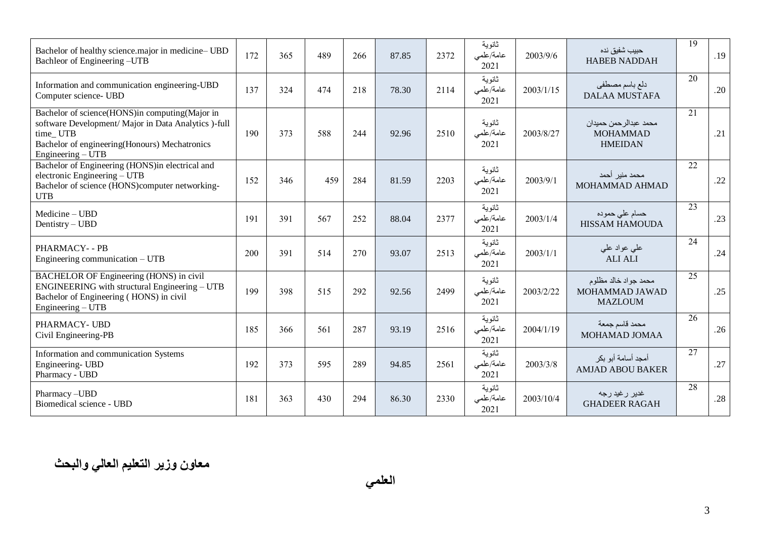| Bachelor of healthy science.major in medicine– UBD<br>Bachleor of Engineering –UTB | 172 | 365 | 489 | 266 | 87.85 | 2372 | ثانوية عامة/علمي 2021 | 2003/9/6 | حبيب شفيق نده<br>HABEB NADDAH | 19 | .19 |
|---|---|---|---|---|---|---|---|---|---|---|---|
| Information and communication engineering-UBD<br>Computer science- UBD | 137 | 324 | 474 | 218 | 78.30 | 2114 | ثانوية عامة/علمي 2021 | 2003/1/15 | دلع باسم مصطفى<br>DALAA MUSTAFA | 20 | .20 |
| Bachelor of science(HONS)in computing(Major in software Development/ Major in Data Analytics )-full time_ UTB<br>Bachelor of engineering(Honours) Mechatronics Engineering – UTB | 190 | 373 | 588 | 244 | 92.96 | 2510 | ثانوية عامة/علمي 2021 | 2003/8/27 | محمد عبدالرحمن حميدان<br>MOHAMMAD HMEIDAN | 21 | .21 |
| Bachelor of Engineering (HONS)in electrical and electronic Engineering – UTB<br>Bachelor of science (HONS)computer networking-UTB | 152 | 346 | 459 | 284 | 81.59 | 2203 | ثانوية عامة/علمي 2021 | 2003/9/1 | محمد منير أحمد<br>MOHAMMAD AHMAD | 22 | .22 |
| Medicine – UBD<br>Dentistry – UBD | 191 | 391 | 567 | 252 | 88.04 | 2377 | ثانوية عامة/علمي 2021 | 2003/1/4 | حسام علي حموده<br>HISSAM HAMOUDA | 23 | .23 |
| PHARMACY- - PB<br>Engineering communication – UTB | 200 | 391 | 514 | 270 | 93.07 | 2513 | ثانوية عامة/علمي 2021 | 2003/1/1 | علي عواد علي<br>ALI ALI | 24 | .24 |
| BACHELOR OF Engineering (HONS) in civil ENGINEERING with structural Engineering – UTB<br>Bachelor of Engineering ( HONS) in civil Engineering – UTB | 199 | 398 | 515 | 292 | 92.56 | 2499 | ثانوية عامة/علمي 2021 | 2003/2/22 | محمد جواد خالد مظلوم<br>MOHAMMAD JAWAD MAZLOUM | 25 | .25 |
| PHARMACY- UBD<br>Civil Engineering-PB | 185 | 366 | 561 | 287 | 93.19 | 2516 | ثانوية عامة/علمي 2021 | 2004/1/19 | محمد قاسم جمعة<br>MOHAMAD JOMAA | 26 | .26 |
| Information and communication Systems Engineering- UBD<br>Pharmacy - UBD | 192 | 373 | 595 | 289 | 94.85 | 2561 | ثانوية عامة/علمي 2021 | 2003/3/8 | أمجد أسامة أبو بكر<br>AMJAD ABOU BAKER | 27 | .27 |
| Pharmacy –UBD<br>Biomedical science - UBD | 181 | 363 | 430 | 294 | 86.30 | 2330 | ثانوية عامة/علمي 2021 | 2003/10/4 | غدير رغيد رجه<br>GHADEER RAGAH | 28 | .28 |

**معاون وزير التعليم العالي والبحث العلمي**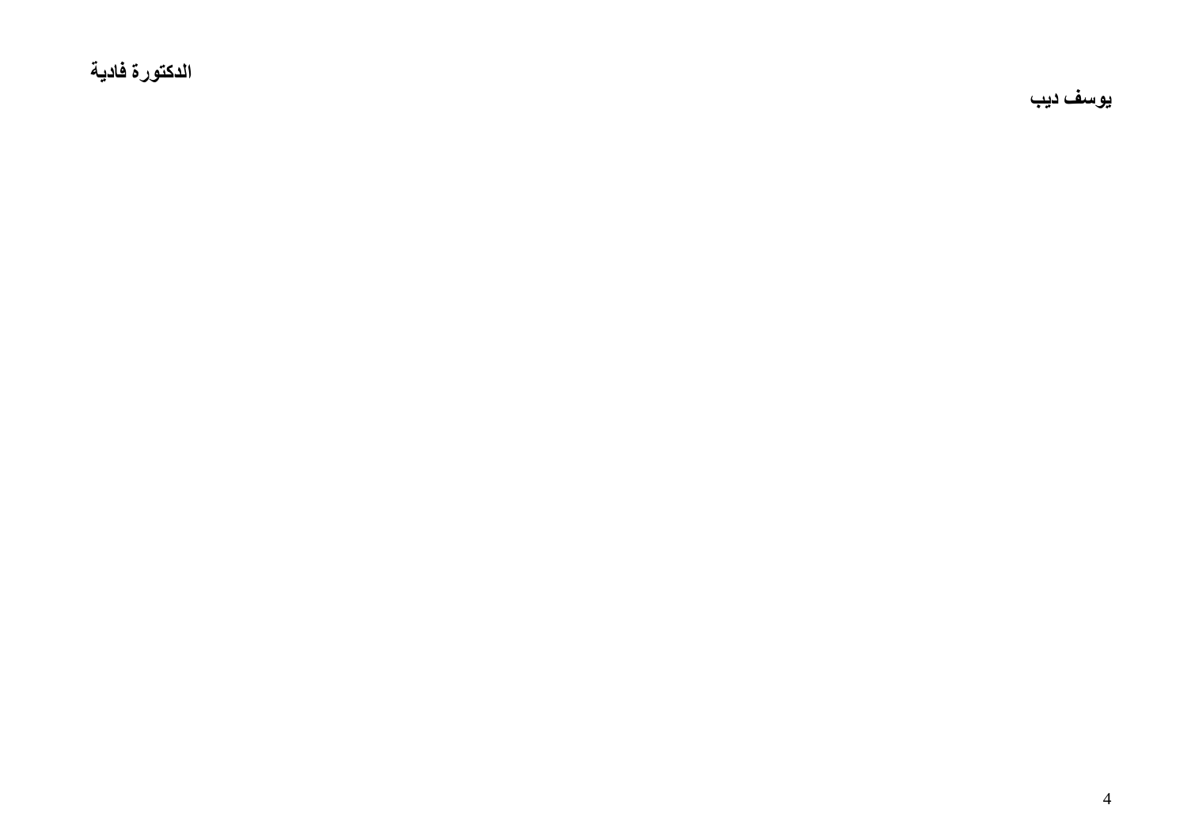**يوسف ديب**

**الدكتورة فادية**